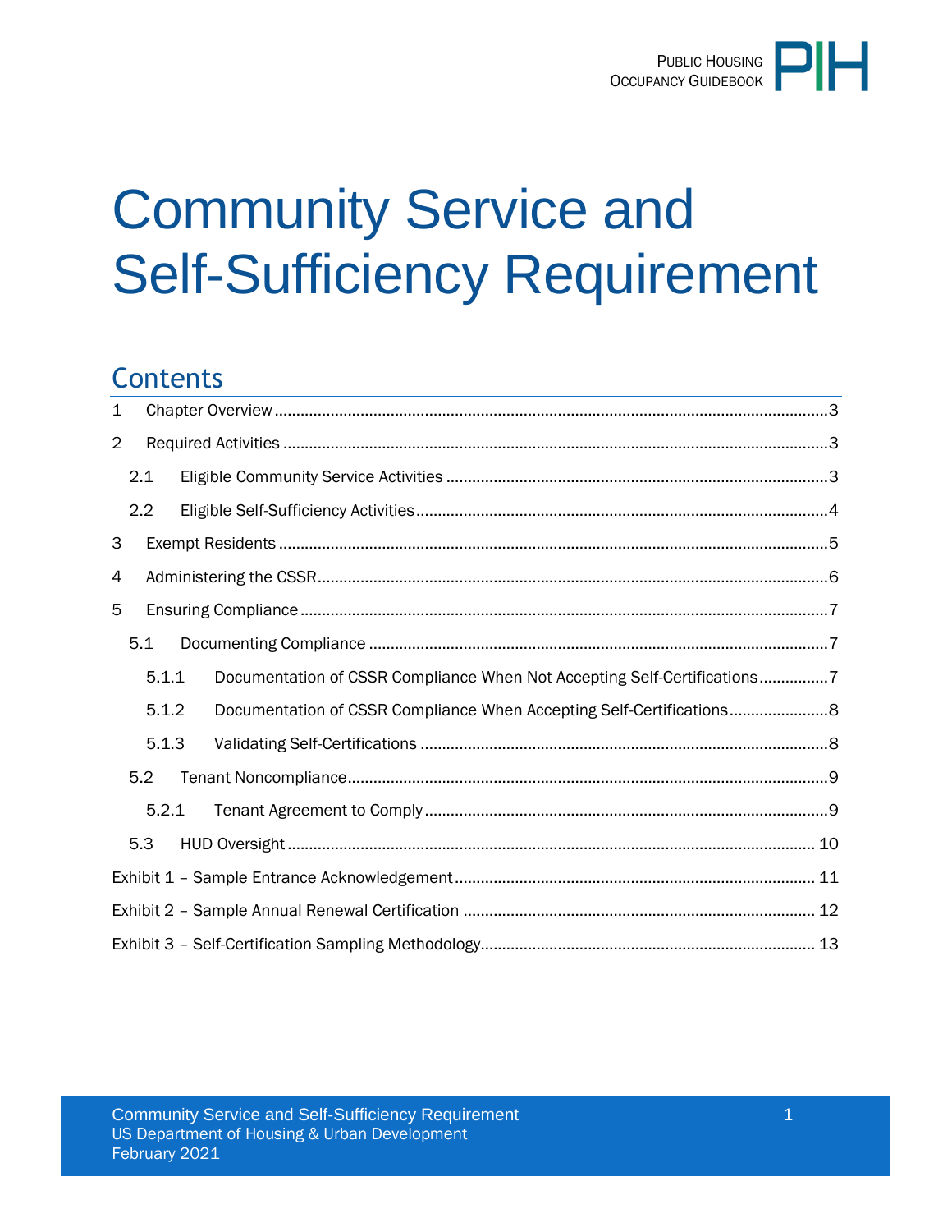# Community Service and Self-Sufficiency Requirement

## Contents

1 Chapter Overview ....................................................................................................3

2 Required Activities ..................................................................................................3

2.1 Eligible Community Service Activities ..........................................................................3

2.2 Eligible Self-Sufficiency Activities ..................................................................................4

3 Exempt Residents ....................................................................................................5

4 Administering the CSSR ............................................................................................6

5 Ensuring Compliance ................................................................................................7

5.1 Documenting Compliance ..............................................................................................7

5.1.1 Documentation of CSSR Compliance When Not Accepting Self-Certifications ................7

5.1.2 Documentation of CSSR Compliance When Accepting Self-Certifications .......................8

5.1.3 Validating Self-Certifications ..................................................................................8

5.2 Tenant Noncompliance ...................................................................................................9

5.2.1 Tenant Agreement to Comply .................................................................................9

5.3 HUD Oversight ..............................................................................................................10

Exhibit 1 – Sample Entrance Acknowledgement ..............................................................11

Exhibit 2 – Sample Annual Renewal Certification .............................................................12

Exhibit 3 – Self-Certification Sampling Methodology .........................................................13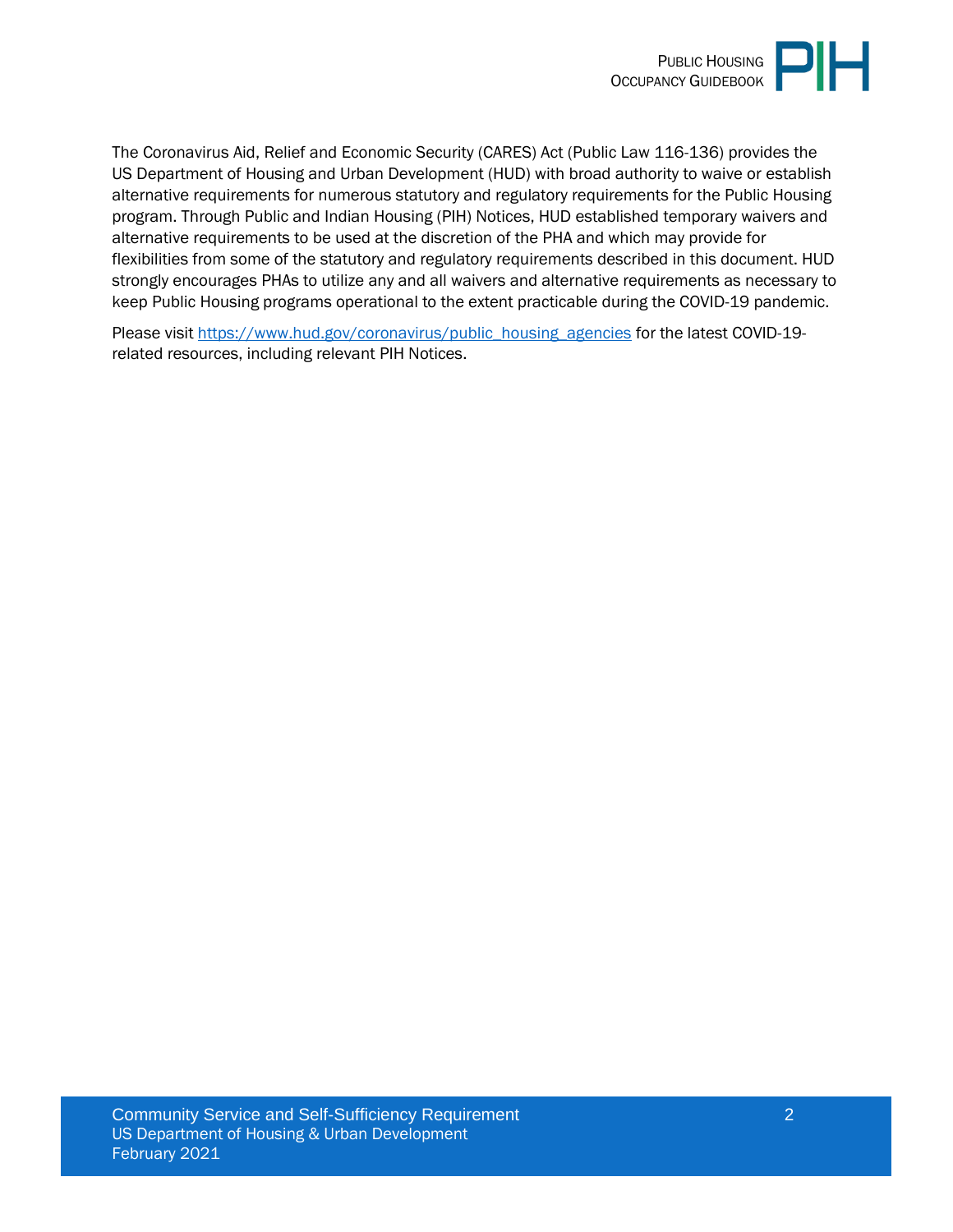The Coronavirus Aid, Relief and Economic Security (CARES) Act (Public Law 116-136) provides the US Department of Housing and Urban Development (HUD) with broad authority to waive or establish alternative requirements for numerous statutory and regulatory requirements for the Public Housing program. Through Public and Indian Housing (PIH) Notices, HUD established temporary waivers and alternative requirements to be used at the discretion of the PHA and which may provide for flexibilities from some of the statutory and regulatory requirements described in this document. HUD strongly encourages PHAs to utilize any and all waivers and alternative requirements as necessary to keep Public Housing programs operational to the extent practicable during the COVID-19 pandemic.

Please visit [https://www.hud.gov/coronavirus/public_housing_agencies](https://www.hud.gov/coronavirus/public_housing_agencies) for the latest COVID-19-related resources, including relevant PIH Notices.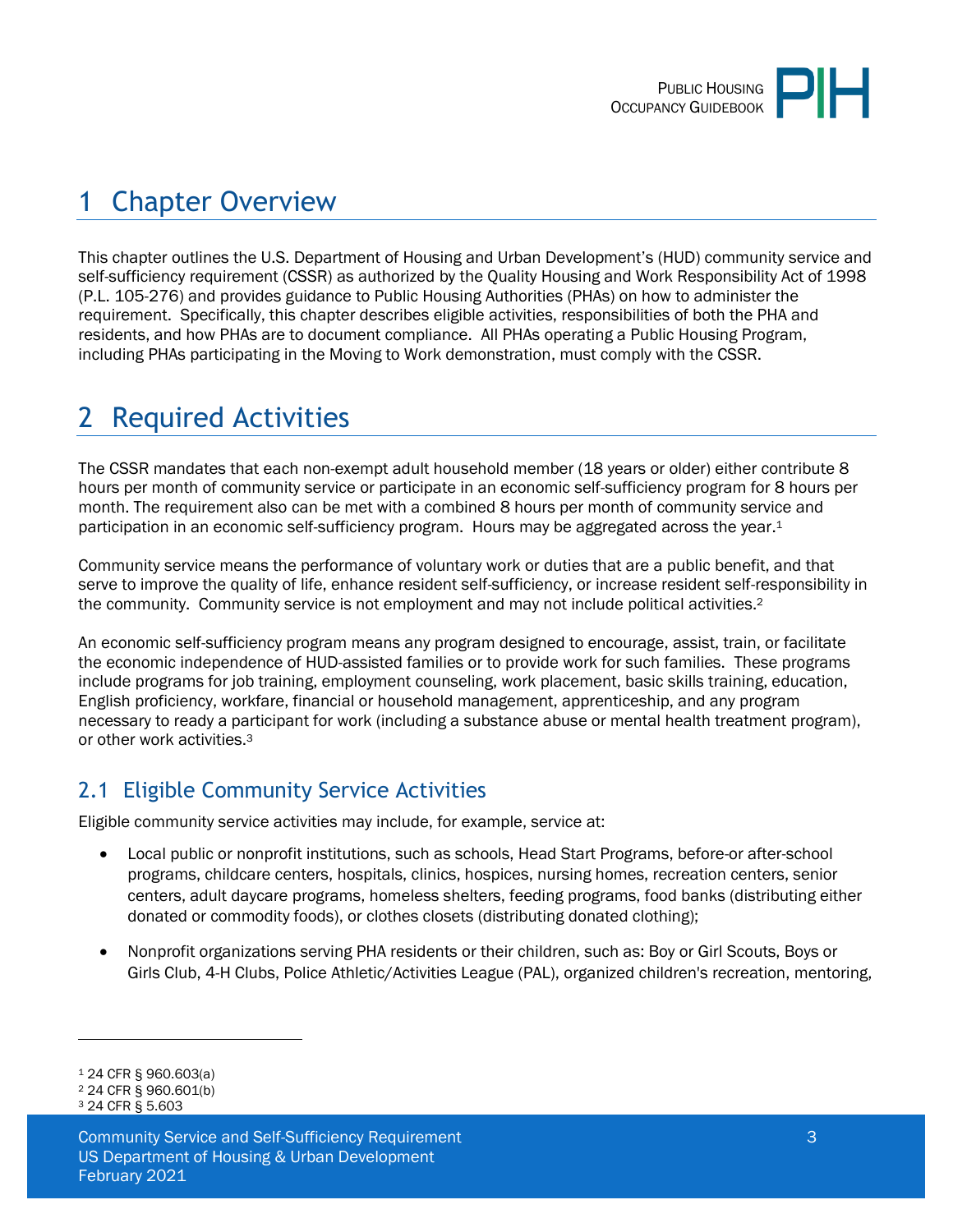# 1 Chapter Overview

This chapter outlines the U.S. Department of Housing and Urban Development's (HUD) community service and self-sufficiency requirement (CSSR) as authorized by the Quality Housing and Work Responsibility Act of 1998 (P.L. 105-276) and provides guidance to Public Housing Authorities (PHAs) on how to administer the requirement. Specifically, this chapter describes eligible activities, responsibilities of both the PHA and residents, and how PHAs are to document compliance. All PHAs operating a Public Housing Program, including PHAs participating in the Moving to Work demonstration, must comply with the CSSR.

# 2 Required Activities

The CSSR mandates that each non-exempt adult household member (18 years or older) either contribute 8 hours per month of community service or participate in an economic self-sufficiency program for 8 hours per month. The requirement also can be met with a combined 8 hours per month of community service and participation in an economic self-sufficiency program. Hours may be aggregated across the year.[1]

Community service means the performance of voluntary work or duties that are a public benefit, and that serve to improve the quality of life, enhance resident self-sufficiency, or increase resident self-responsibility in the community. Community service is not employment and may not include political activities.[2]

An economic self-sufficiency program means any program designed to encourage, assist, train, or facilitate the economic independence of HUD-assisted families or to provide work for such families. These programs include programs for job training, employment counseling, work placement, basic skills training, education, English proficiency, workfare, financial or household management, apprenticeship, and any program necessary to ready a participant for work (including a substance abuse or mental health treatment program), or other work activities.[3]

## 2.1 Eligible Community Service Activities

Eligible community service activities may include, for example, service at:

- Local public or nonprofit institutions, such as schools, Head Start Programs, before-or after-school programs, childcare centers, hospitals, clinics, hospices, nursing homes, recreation centers, senior centers, adult daycare programs, homeless shelters, feeding programs, food banks (distributing either donated or commodity foods), or clothes closets (distributing donated clothing);
- Nonprofit organizations serving PHA residents or their children, such as: Boy or Girl Scouts, Boys or Girls Club, 4-H Clubs, Police Athletic/Activities League (PAL), organized children's recreation, mentoring,

[1] 24 CFR § 960.603(a)
[2] 24 CFR § 960.601(b)
[3] 24 CFR § 5.603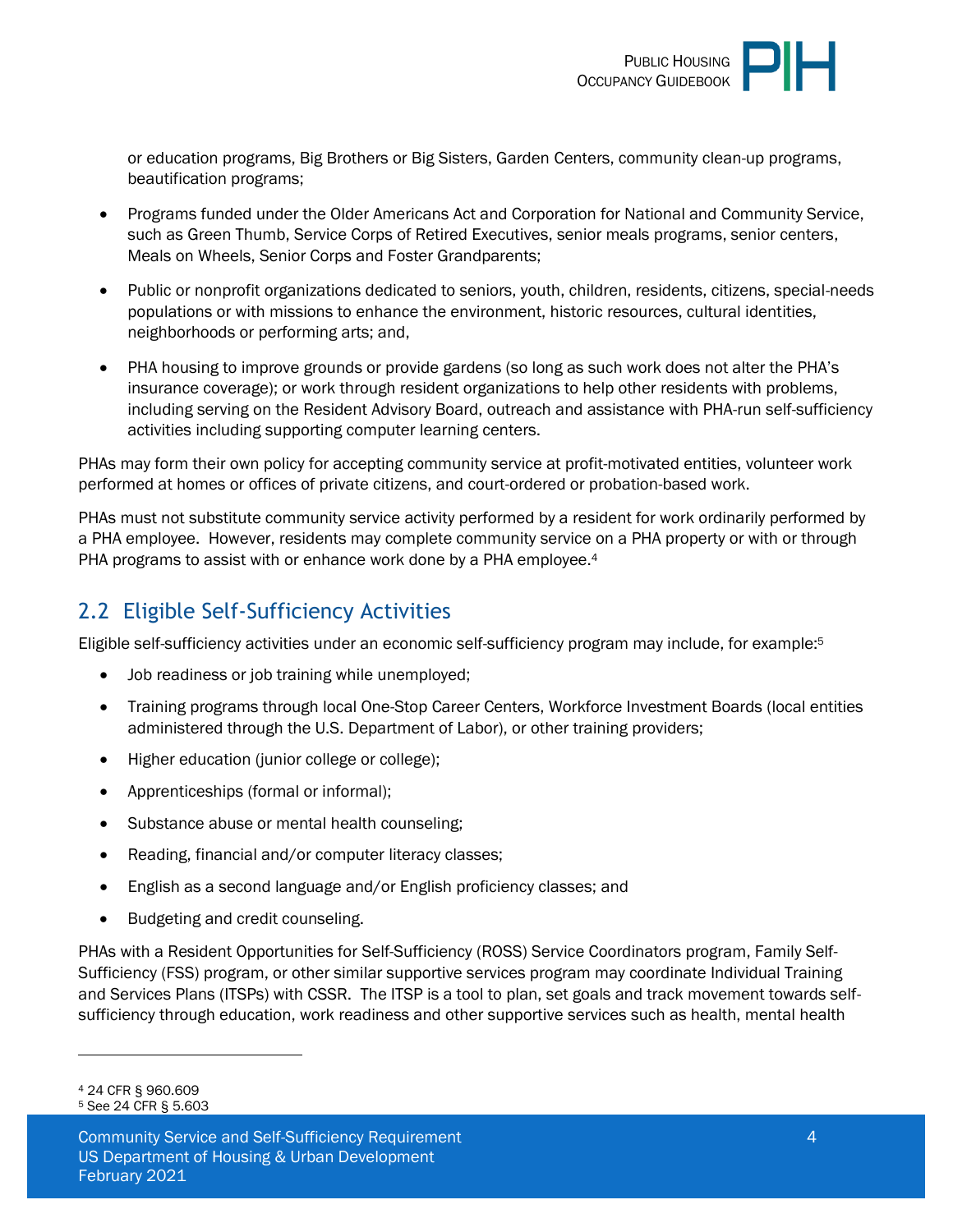or education programs, Big Brothers or Big Sisters, Garden Centers, community clean-up programs, beautification programs;

- Programs funded under the Older Americans Act and Corporation for National and Community Service, such as Green Thumb, Service Corps of Retired Executives, senior meals programs, senior centers, Meals on Wheels, Senior Corps and Foster Grandparents;
- Public or nonprofit organizations dedicated to seniors, youth, children, residents, citizens, special-needs populations or with missions to enhance the environment, historic resources, cultural identities, neighborhoods or performing arts; and,
- PHA housing to improve grounds or provide gardens (so long as such work does not alter the PHA's insurance coverage); or work through resident organizations to help other residents with problems, including serving on the Resident Advisory Board, outreach and assistance with PHA-run self-sufficiency activities including supporting computer learning centers.

PHAs may form their own policy for accepting community service at profit-motivated entities, volunteer work performed at homes or offices of private citizens, and court-ordered or probation-based work.

PHAs must not substitute community service activity performed by a resident for work ordinarily performed by a PHA employee. However, residents may complete community service on a PHA property or with or through PHA programs to assist with or enhance work done by a PHA employee.[4]

## 2.2 Eligible Self-Sufficiency Activities

Eligible self-sufficiency activities under an economic self-sufficiency program may include, for example:[5]

- Job readiness or job training while unemployed;
- Training programs through local One-Stop Career Centers, Workforce Investment Boards (local entities administered through the U.S. Department of Labor), or other training providers;
- Higher education (junior college or college);
- Apprenticeships (formal or informal);
- Substance abuse or mental health counseling;
- Reading, financial and/or computer literacy classes;
- English as a second language and/or English proficiency classes; and
- Budgeting and credit counseling.

PHAs with a Resident Opportunities for Self-Sufficiency (ROSS) Service Coordinators program, Family Self-Sufficiency (FSS) program, or other similar supportive services program may coordinate Individual Training and Services Plans (ITSPs) with CSSR. The ITSP is a tool to plan, set goals and track movement towards self-sufficiency through education, work readiness and other supportive services such as health, mental health

---

[4] 24 CFR § 960.609

[5] See 24 CFR § 5.603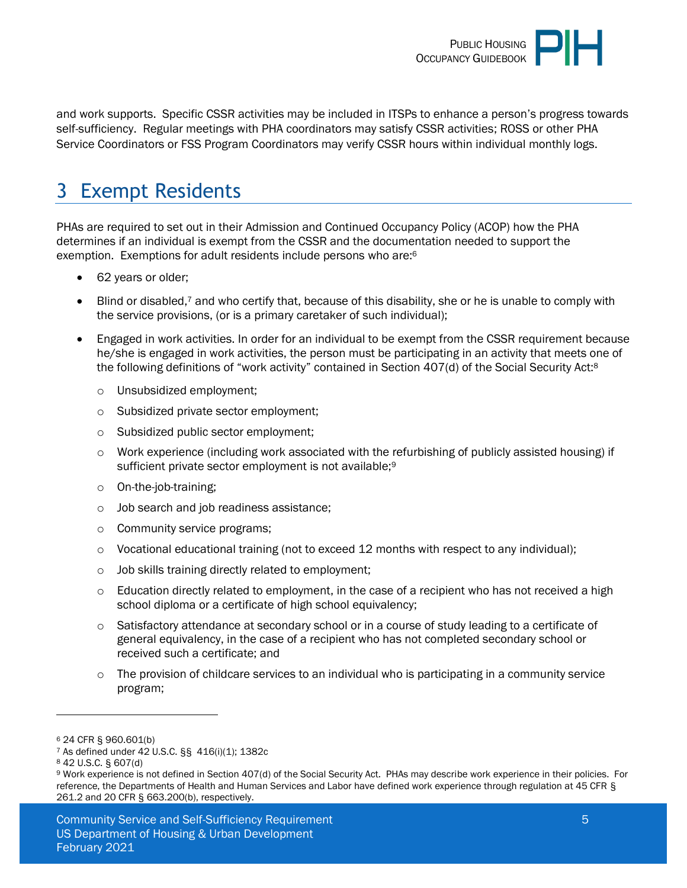and work supports. Specific CSSR activities may be included in ITSPs to enhance a person's progress towards self-sufficiency. Regular meetings with PHA coordinators may satisfy CSSR activities; ROSS or other PHA Service Coordinators or FSS Program Coordinators may verify CSSR hours within individual monthly logs.

# 3 Exempt Residents

PHAs are required to set out in their Admission and Continued Occupancy Policy (ACOP) how the PHA determines if an individual is exempt from the CSSR and the documentation needed to support the exemption. Exemptions for adult residents include persons who are:[6]

- 62 years or older;
- Blind or disabled,[7] and who certify that, because of this disability, she or he is unable to comply with the service provisions, (or is a primary caretaker of such individual);
- Engaged in work activities. In order for an individual to be exempt from the CSSR requirement because he/she is engaged in work activities, the person must be participating in an activity that meets one of the following definitions of "work activity" contained in Section 407(d) of the Social Security Act:[8]
  - Unsubsidized employment;
  - Subsidized private sector employment;
  - Subsidized public sector employment;
  - Work experience (including work associated with the refurbishing of publicly assisted housing) if sufficient private sector employment is not available;[9]
  - On-the-job-training;
  - Job search and job readiness assistance;
  - Community service programs;
  - Vocational educational training (not to exceed 12 months with respect to any individual);
  - Job skills training directly related to employment;
  - Education directly related to employment, in the case of a recipient who has not received a high school diploma or a certificate of high school equivalency;
  - Satisfactory attendance at secondary school or in a course of study leading to a certificate of general equivalency, in the case of a recipient who has not completed secondary school or received such a certificate; and
  - The provision of childcare services to an individual who is participating in a community service program;

---

[6] 24 CFR § 960.601(b)

[7] As defined under 42 U.S.C. §§ 416(i)(1); 1382c

[8] 42 U.S.C. § 607(d)

[9] Work experience is not defined in Section 407(d) of the Social Security Act. PHAs may describe work experience in their policies. For reference, the Departments of Health and Human Services and Labor have defined work experience through regulation at 45 CFR § 261.2 and 20 CFR § 663.200(b), respectively.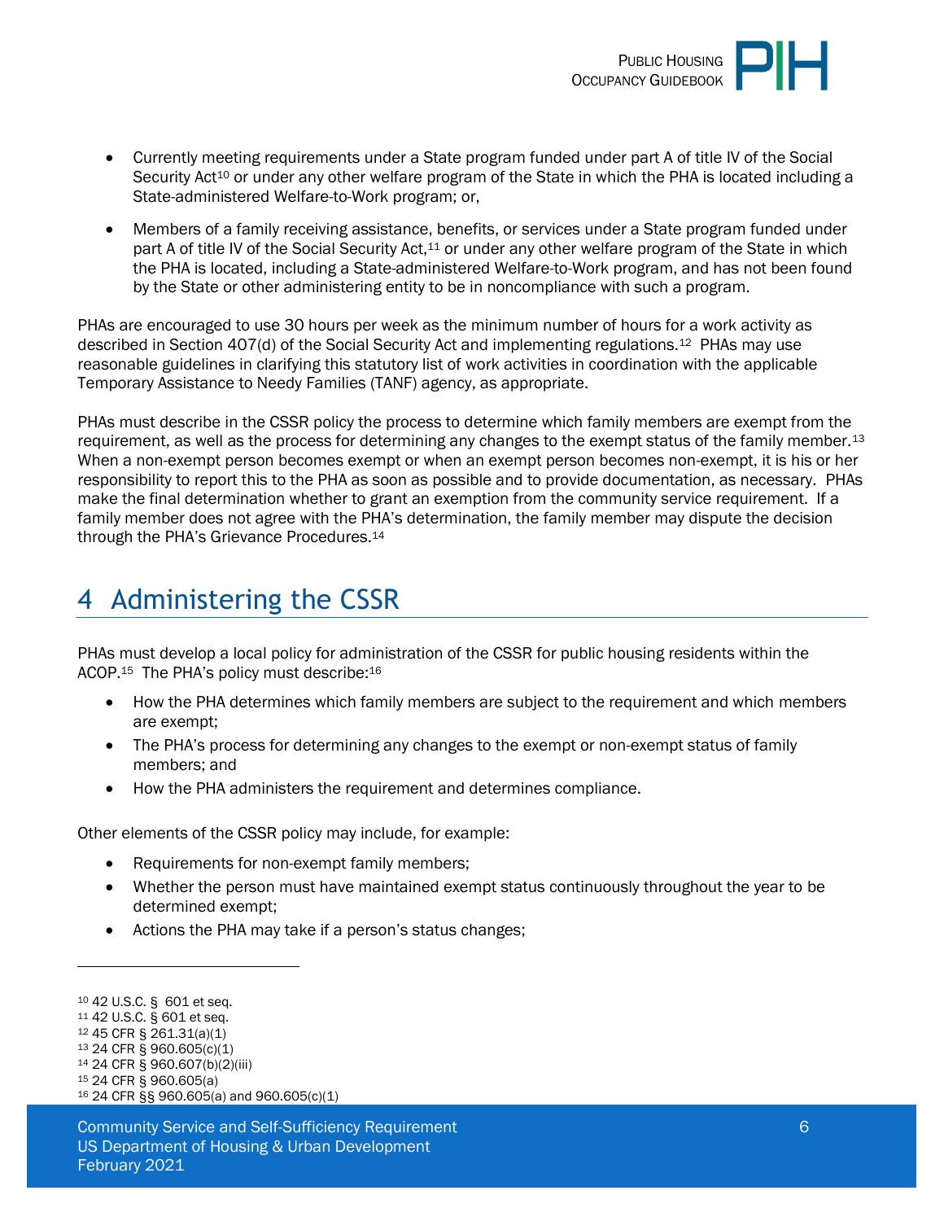- Currently meeting requirements under a State program funded under part A of title IV of the Social Security Act[10] or under any other welfare program of the State in which the PHA is located including a State-administered Welfare-to-Work program; or,

- Members of a family receiving assistance, benefits, or services under a State program funded under part A of title IV of the Social Security Act,[11] or under any other welfare program of the State in which the PHA is located, including a State-administered Welfare-to-Work program, and has not been found by the State or other administering entity to be in noncompliance with such a program.

PHAs are encouraged to use 30 hours per week as the minimum number of hours for a work activity as described in Section 407(d) of the Social Security Act and implementing regulations.[12] PHAs may use reasonable guidelines in clarifying this statutory list of work activities in coordination with the applicable Temporary Assistance to Needy Families (TANF) agency, as appropriate.

PHAs must describe in the CSSR policy the process to determine which family members are exempt from the requirement, as well as the process for determining any changes to the exempt status of the family member.[13] When a non-exempt person becomes exempt or when an exempt person becomes non-exempt, it is his or her responsibility to report this to the PHA as soon as possible and to provide documentation, as necessary. PHAs make the final determination whether to grant an exemption from the community service requirement. If a family member does not agree with the PHA's determination, the family member may dispute the decision through the PHA's Grievance Procedures.[14]

# 4 Administering the CSSR

PHAs must develop a local policy for administration of the CSSR for public housing residents within the ACOP.[15] The PHA's policy must describe:[16]

- How the PHA determines which family members are subject to the requirement and which members are exempt;
- The PHA's process for determining any changes to the exempt or non-exempt status of family members; and
- How the PHA administers the requirement and determines compliance.

Other elements of the CSSR policy may include, for example:

- Requirements for non-exempt family members;
- Whether the person must have maintained exempt status continuously throughout the year to be determined exempt;
- Actions the PHA may take if a person's status changes;

---

[10] 42 U.S.C. § 601 et seq.
[11] 42 U.S.C. § 601 et seq.
[12] 45 CFR § 261.31(a)(1)
[13] 24 CFR § 960.605(c)(1)
[14] 24 CFR § 960.607(b)(2)(iii)
[15] 24 CFR § 960.605(a)
[16] 24 CFR §§ 960.605(a) and 960.605(c)(1)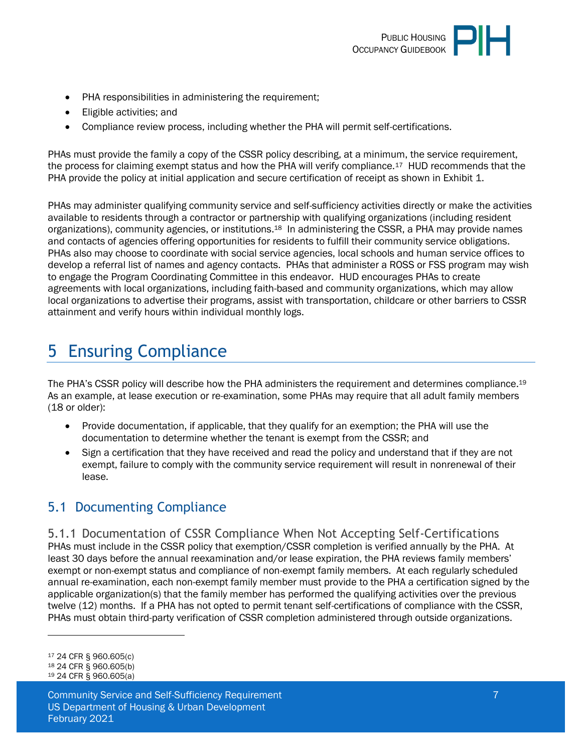- PHA responsibilities in administering the requirement;
- Eligible activities; and
- Compliance review process, including whether the PHA will permit self-certifications.

PHAs must provide the family a copy of the CSSR policy describing, at a minimum, the service requirement, the process for claiming exempt status and how the PHA will verify compliance.[17] HUD recommends that the PHA provide the policy at initial application and secure certification of receipt as shown in Exhibit 1.

PHAs may administer qualifying community service and self-sufficiency activities directly or make the activities available to residents through a contractor or partnership with qualifying organizations (including resident organizations), community agencies, or institutions.[18] In administering the CSSR, a PHA may provide names and contacts of agencies offering opportunities for residents to fulfill their community service obligations. PHAs also may choose to coordinate with social service agencies, local schools and human service offices to develop a referral list of names and agency contacts. PHAs that administer a ROSS or FSS program may wish to engage the Program Coordinating Committee in this endeavor. HUD encourages PHAs to create agreements with local organizations, including faith-based and community organizations, which may allow local organizations to advertise their programs, assist with transportation, childcare or other barriers to CSSR attainment and verify hours within individual monthly logs.

# 5 Ensuring Compliance

The PHA's CSSR policy will describe how the PHA administers the requirement and determines compliance.[19] As an example, at lease execution or re-examination, some PHAs may require that all adult family members (18 or older):

- Provide documentation, if applicable, that they qualify for an exemption; the PHA will use the documentation to determine whether the tenant is exempt from the CSSR; and
- Sign a certification that they have received and read the policy and understand that if they are not exempt, failure to comply with the community service requirement will result in nonrenewal of their lease.

## 5.1 Documenting Compliance

### 5.1.1 Documentation of CSSR Compliance When Not Accepting Self-Certifications

PHAs must include in the CSSR policy that exemption/CSSR completion is verified annually by the PHA. At least 30 days before the annual reexamination and/or lease expiration, the PHA reviews family members' exempt or non-exempt status and compliance of non-exempt family members. At each regularly scheduled annual re-examination, each non-exempt family member must provide to the PHA a certification signed by the applicable organization(s) that the family member has performed the qualifying activities over the previous twelve (12) months. If a PHA has not opted to permit tenant self-certifications of compliance with the CSSR, PHAs must obtain third-party verification of CSSR completion administered through outside organizations.

---

[17] 24 CFR § 960.605(c)
[18] 24 CFR § 960.605(b)
[19] 24 CFR § 960.605(a)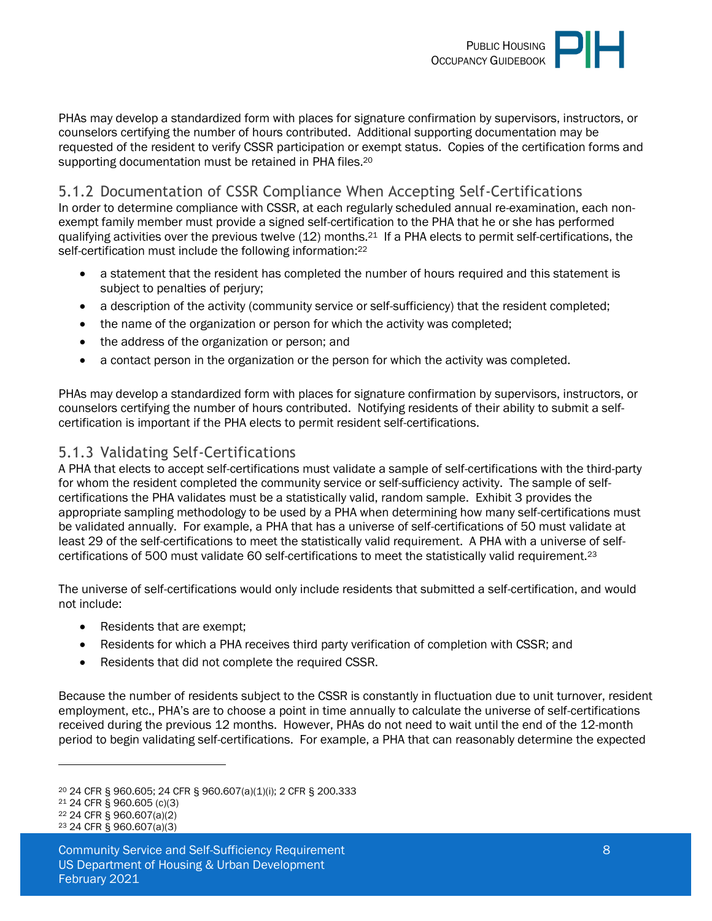PHAs may develop a standardized form with places for signature confirmation by supervisors, instructors, or counselors certifying the number of hours contributed. Additional supporting documentation may be requested of the resident to verify CSSR participation or exempt status. Copies of the certification forms and supporting documentation must be retained in PHA files.[20]

### 5.1.2 Documentation of CSSR Compliance When Accepting Self-Certifications

In order to determine compliance with CSSR, at each regularly scheduled annual re-examination, each non-exempt family member must provide a signed self-certification to the PHA that he or she has performed qualifying activities over the previous twelve (12) months.[21] If a PHA elects to permit self-certifications, the self-certification must include the following information:[22]

- a statement that the resident has completed the number of hours required and this statement is subject to penalties of perjury;
- a description of the activity (community service or self-sufficiency) that the resident completed;
- the name of the organization or person for which the activity was completed;
- the address of the organization or person; and
- a contact person in the organization or the person for which the activity was completed.

PHAs may develop a standardized form with places for signature confirmation by supervisors, instructors, or counselors certifying the number of hours contributed. Notifying residents of their ability to submit a self-certification is important if the PHA elects to permit resident self-certifications.

### 5.1.3 Validating Self-Certifications

A PHA that elects to accept self-certifications must validate a sample of self-certifications with the third-party for whom the resident completed the community service or self-sufficiency activity. The sample of self-certifications the PHA validates must be a statistically valid, random sample. Exhibit 3 provides the appropriate sampling methodology to be used by a PHA when determining how many self-certifications must be validated annually. For example, a PHA that has a universe of self-certifications of 50 must validate at least 29 of the self-certifications to meet the statistically valid requirement. A PHA with a universe of self-certifications of 500 must validate 60 self-certifications to meet the statistically valid requirement.[23]

The universe of self-certifications would only include residents that submitted a self-certification, and would not include:

- Residents that are exempt;
- Residents for which a PHA receives third party verification of completion with CSSR; and
- Residents that did not complete the required CSSR.

Because the number of residents subject to the CSSR is constantly in fluctuation due to unit turnover, resident employment, etc., PHA's are to choose a point in time annually to calculate the universe of self-certifications received during the previous 12 months. However, PHAs do not need to wait until the end of the 12-month period to begin validating self-certifications. For example, a PHA that can reasonably determine the expected

---

[20] 24 CFR § 960.605; 24 CFR § 960.607(a)(1)(i); 2 CFR § 200.333

[21] 24 CFR § 960.605 (c)(3)

[22] 24 CFR § 960.607(a)(2)

[23] 24 CFR § 960.607(a)(3)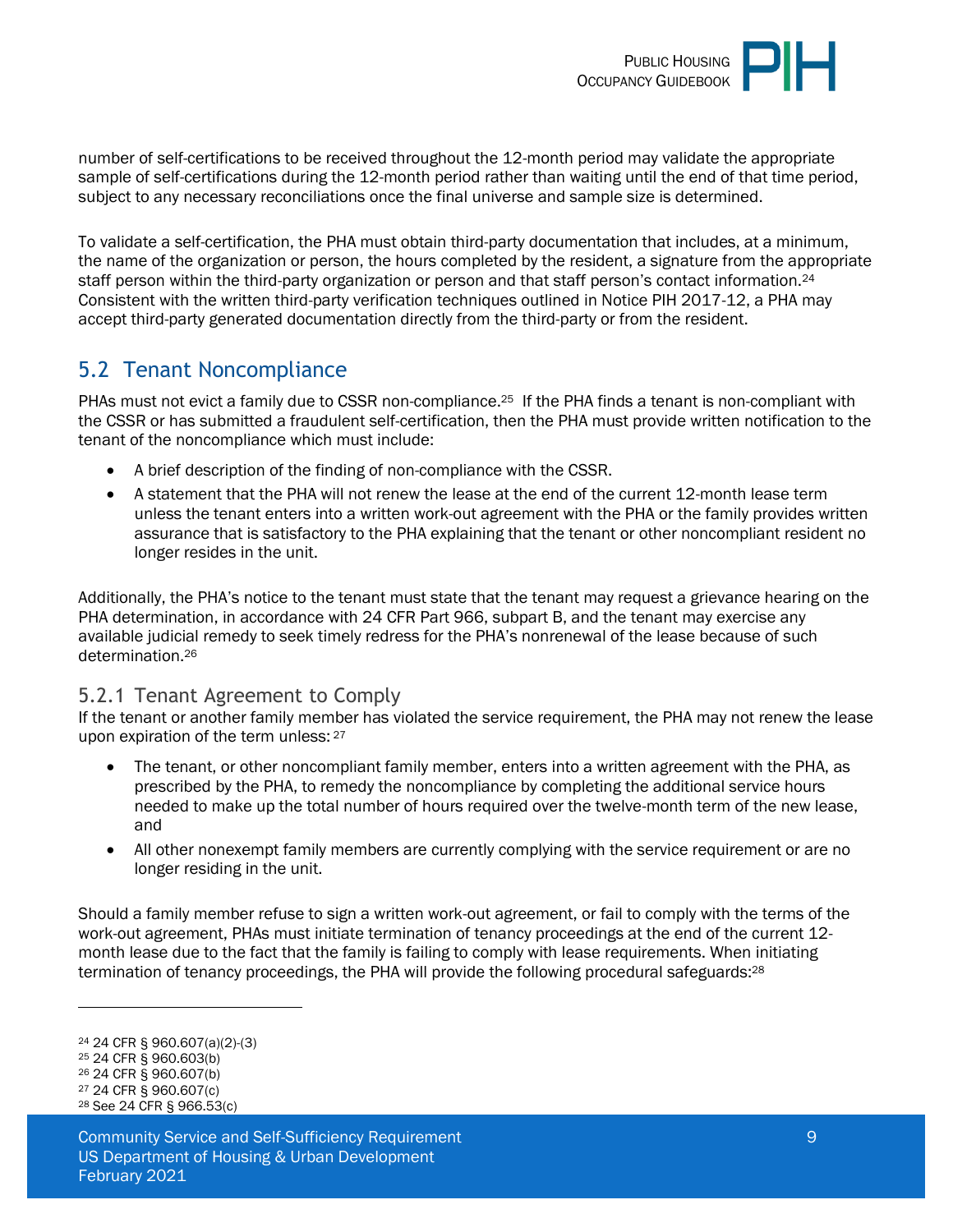number of self-certifications to be received throughout the 12-month period may validate the appropriate sample of self-certifications during the 12-month period rather than waiting until the end of that time period, subject to any necessary reconciliations once the final universe and sample size is determined.

To validate a self-certification, the PHA must obtain third-party documentation that includes, at a minimum, the name of the organization or person, the hours completed by the resident, a signature from the appropriate staff person within the third-party organization or person and that staff person's contact information.[24] Consistent with the written third-party verification techniques outlined in Notice PIH 2017-12, a PHA may accept third-party generated documentation directly from the third-party or from the resident.

## 5.2 Tenant Noncompliance

PHAs must not evict a family due to CSSR non-compliance.[25] If the PHA finds a tenant is non-compliant with the CSSR or has submitted a fraudulent self-certification, then the PHA must provide written notification to the tenant of the noncompliance which must include:

- A brief description of the finding of non-compliance with the CSSR.
- A statement that the PHA will not renew the lease at the end of the current 12-month lease term unless the tenant enters into a written work-out agreement with the PHA or the family provides written assurance that is satisfactory to the PHA explaining that the tenant or other noncompliant resident no longer resides in the unit.

Additionally, the PHA's notice to the tenant must state that the tenant may request a grievance hearing on the PHA determination, in accordance with 24 CFR Part 966, subpart B, and the tenant may exercise any available judicial remedy to seek timely redress for the PHA's nonrenewal of the lease because of such determination.[26]

### 5.2.1 Tenant Agreement to Comply

If the tenant or another family member has violated the service requirement, the PHA may not renew the lease upon expiration of the term unless:[27]

- The tenant, or other noncompliant family member, enters into a written agreement with the PHA, as prescribed by the PHA, to remedy the noncompliance by completing the additional service hours needed to make up the total number of hours required over the twelve-month term of the new lease, and
- All other nonexempt family members are currently complying with the service requirement or are no longer residing in the unit.

Should a family member refuse to sign a written work-out agreement, or fail to comply with the terms of the work-out agreement, PHAs must initiate termination of tenancy proceedings at the end of the current 12-month lease due to the fact that the family is failing to comply with lease requirements. When initiating termination of tenancy proceedings, the PHA will provide the following procedural safeguards:[28]

---

[24] 24 CFR § 960.607(a)(2)-(3)
[25] 24 CFR § 960.603(b)
[26] 24 CFR § 960.607(b)
[27] 24 CFR § 960.607(c)
[28] See 24 CFR § 966.53(c)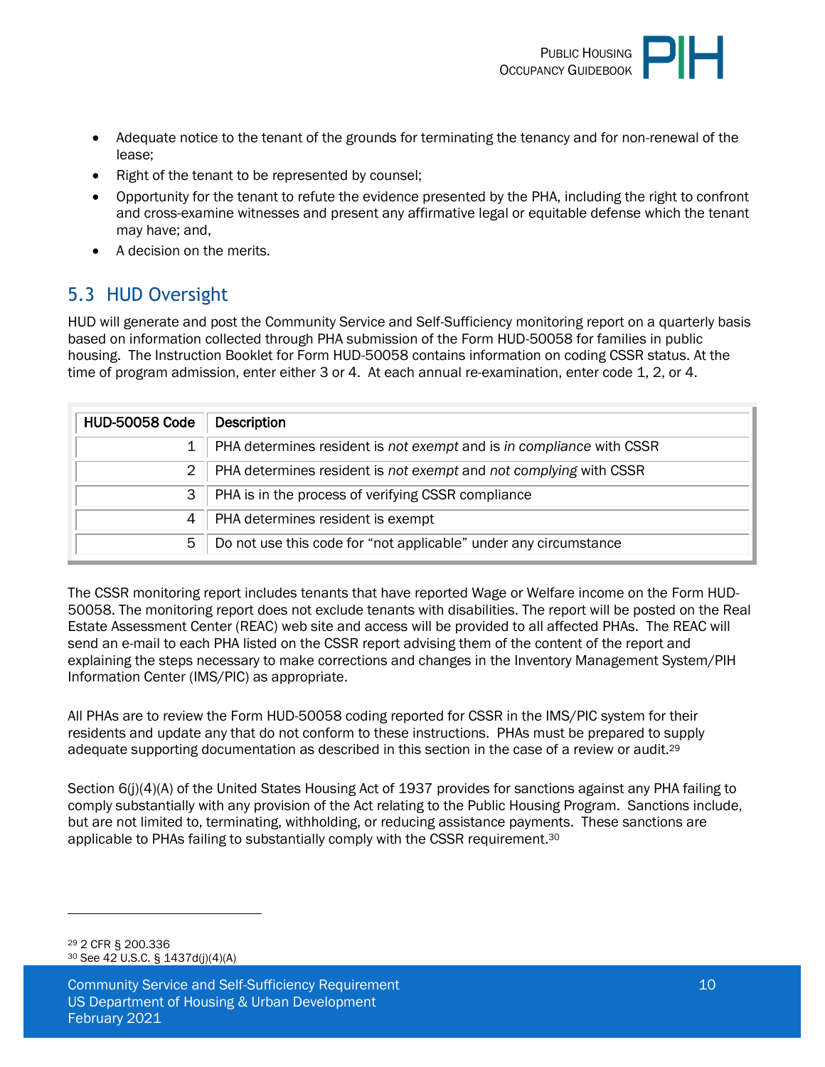- Adequate notice to the tenant of the grounds for terminating the tenancy and for non-renewal of the lease;
- Right of the tenant to be represented by counsel;
- Opportunity for the tenant to refute the evidence presented by the PHA, including the right to confront and cross-examine witnesses and present any affirmative legal or equitable defense which the tenant may have; and,
- A decision on the merits.

## 5.3 HUD Oversight

HUD will generate and post the Community Service and Self-Sufficiency monitoring report on a quarterly basis based on information collected through PHA submission of the Form HUD-50058 for families in public housing. The Instruction Booklet for Form HUD-50058 contains information on coding CSSR status. At the time of program admission, enter either 3 or 4. At each annual re-examination, enter code 1, 2, or 4.

| HUD-50058 Code | Description |
|---|---|
| 1 | PHA determines resident is *not exempt* and is *in compliance* with CSSR |
| 2 | PHA determines resident is *not exempt* and *not complying* with CSSR |
| 3 | PHA is in the process of verifying CSSR compliance |
| 4 | PHA determines resident is exempt |
| 5 | Do not use this code for "not applicable" under any circumstance |

The CSSR monitoring report includes tenants that have reported Wage or Welfare income on the Form HUD-50058. The monitoring report does not exclude tenants with disabilities. The report will be posted on the Real Estate Assessment Center (REAC) web site and access will be provided to all affected PHAs. The REAC will send an e-mail to each PHA listed on the CSSR report advising them of the content of the report and explaining the steps necessary to make corrections and changes in the Inventory Management System/PIH Information Center (IMS/PIC) as appropriate.

All PHAs are to review the Form HUD-50058 coding reported for CSSR in the IMS/PIC system for their residents and update any that do not conform to these instructions. PHAs must be prepared to supply adequate supporting documentation as described in this section in the case of a review or audit.[29]

Section 6(j)(4)(A) of the United States Housing Act of 1937 provides for sanctions against any PHA failing to comply substantially with any provision of the Act relating to the Public Housing Program. Sanctions include, but are not limited to, terminating, withholding, or reducing assistance payments. These sanctions are applicable to PHAs failing to substantially comply with the CSSR requirement.[30]

---

[29] 2 CFR § 200.336

[30] See 42 U.S.C. § 1437d(j)(4)(A)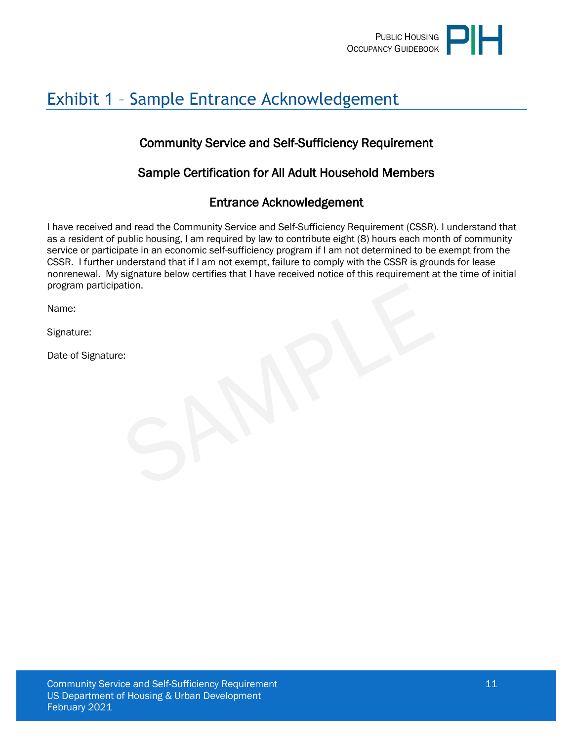# Exhibit 1 – Sample Entrance Acknowledgement

## Community Service and Self-Sufficiency Requirement

## Sample Certification for All Adult Household Members

## Entrance Acknowledgement

I have received and read the Community Service and Self-Sufficiency Requirement (CSSR). I understand that as a resident of public housing, I am required by law to contribute eight (8) hours each month of community service or participate in an economic self-sufficiency program if I am not determined to be exempt from the CSSR. I further understand that if I am not exempt, failure to comply with the CSSR is grounds for lease nonrenewal. My signature below certifies that I have received notice of this requirement at the time of initial program participation.

Name:

Signature:

Date of Signature: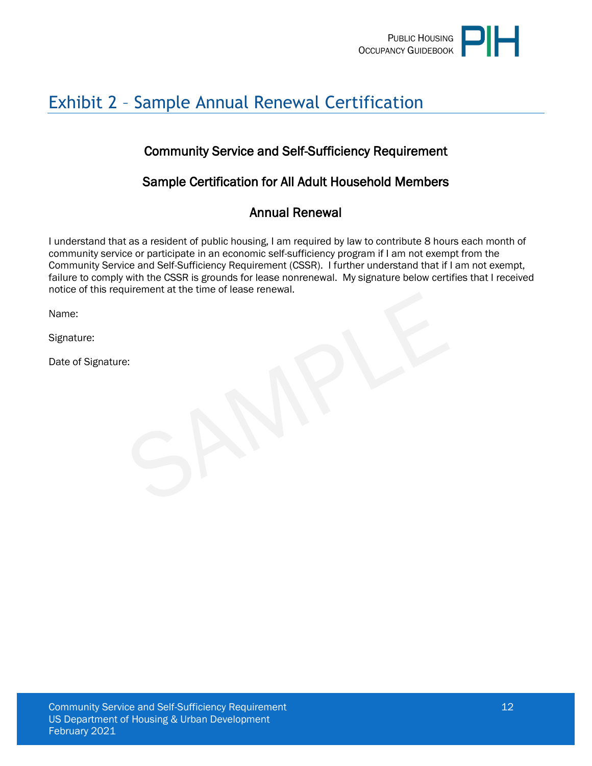# Exhibit 2 – Sample Annual Renewal Certification

### Community Service and Self-Sufficiency Requirement

### Sample Certification for All Adult Household Members

### Annual Renewal

I understand that as a resident of public housing, I am required by law to contribute 8 hours each month of community service or participate in an economic self-sufficiency program if I am not exempt from the Community Service and Self-Sufficiency Requirement (CSSR). I further understand that if I am not exempt, failure to comply with the CSSR is grounds for lease nonrenewal. My signature below certifies that I received notice of this requirement at the time of lease renewal.

Name:

Signature:

Date of Signature: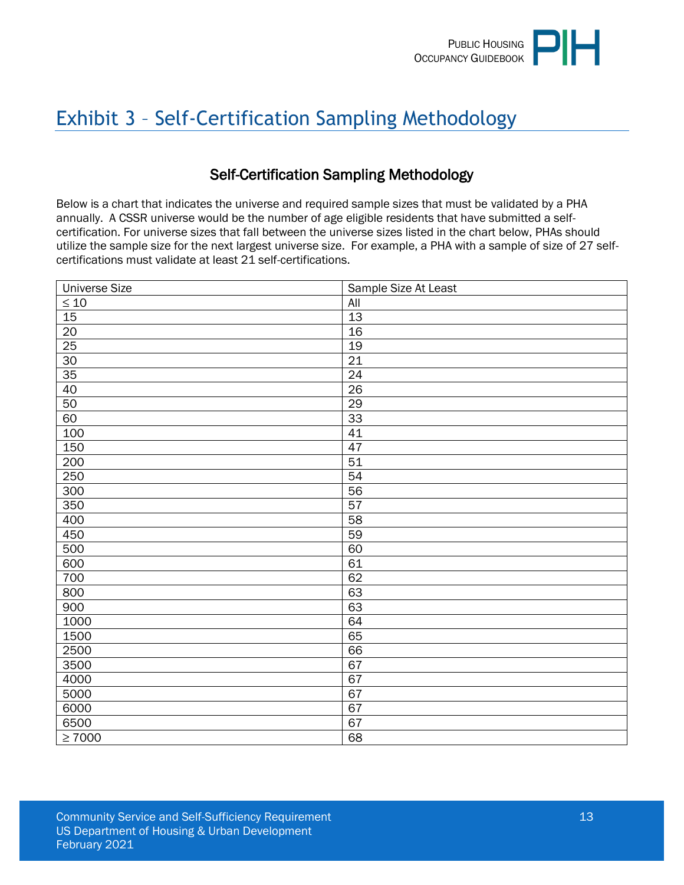# Exhibit 3 – Self-Certification Sampling Methodology

## Self-Certification Sampling Methodology

Below is a chart that indicates the universe and required sample sizes that must be validated by a PHA annually. A CSSR universe would be the number of age eligible residents that have submitted a self-certification. For universe sizes that fall between the universe sizes listed in the chart below, PHAs should utilize the sample size for the next largest universe size. For example, a PHA with a sample of size of 27 self-certifications must validate at least 21 self-certifications.

| Universe Size | Sample Size At Least |
|---|---|
| ≤ 10 | All |
| 15 | 13 |
| 20 | 16 |
| 25 | 19 |
| 30 | 21 |
| 35 | 24 |
| 40 | 26 |
| 50 | 29 |
| 60 | 33 |
| 100 | 41 |
| 150 | 47 |
| 200 | 51 |
| 250 | 54 |
| 300 | 56 |
| 350 | 57 |
| 400 | 58 |
| 450 | 59 |
| 500 | 60 |
| 600 | 61 |
| 700 | 62 |
| 800 | 63 |
| 900 | 63 |
| 1000 | 64 |
| 1500 | 65 |
| 2500 | 66 |
| 3500 | 67 |
| 4000 | 67 |
| 5000 | 67 |
| 6000 | 67 |
| 6500 | 67 |
| ≥ 7000 | 68 |